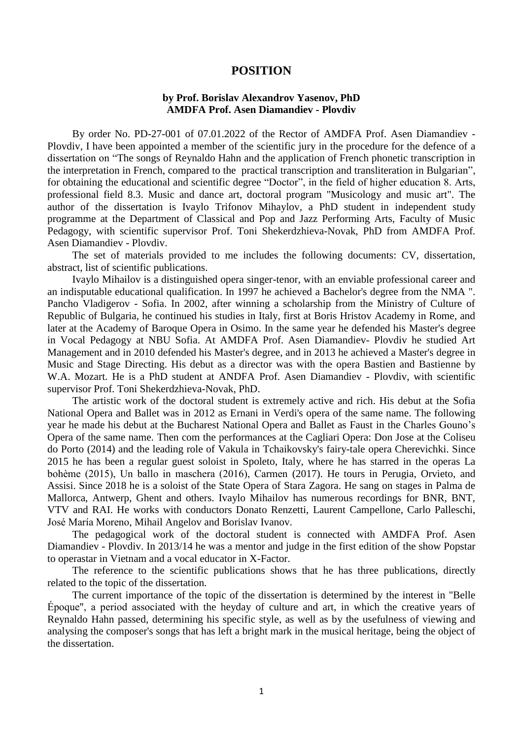# POSITION

**by Prof. Borislav Alexandrov Yasenov, PhD**
**AMDFA Prof. Asen Diamandiev - Plovdiv**

By order No. PD-27-001 of 07.01.2022 of the Rector of AMDFA Prof. Asen Diamandiev - Plovdiv, I have been appointed a member of the scientific jury in the procedure for the defence of a dissertation on "The songs of Reynaldo Hahn and the application of French phonetic transcription in the interpretation in French, compared to the practical transcription and transliteration in Bulgarian", for obtaining the educational and scientific degree "Doctor", in the field of higher education 8. Arts, professional field 8.3. Music and dance art, doctoral program "Musicology and music art". The author of the dissertation is Ivaylo Trifonov Mihaylov, a PhD student in independent study programme at the Department of Classical and Pop and Jazz Performing Arts, Faculty of Music Pedagogy, with scientific supervisor Prof. Toni Shekerdzhieva-Novak, PhD from AMDFA Prof. Asen Diamandiev - Plovdiv.

The set of materials provided to me includes the following documents: CV, dissertation, abstract, list of scientific publications.

Ivaylo Mihailov is a distinguished opera singer-tenor, with an enviable professional career and an indisputable educational qualification. In 1997 he achieved a Bachelor's degree from the NMA ". Pancho Vladigerov - Sofia. In 2002, after winning a scholarship from the Ministry of Culture of Republic of Bulgaria, he continued his studies in Italy, first at Boris Hristov Academy in Rome, and later at the Academy of Baroque Opera in Osimo. In the same year he defended his Master's degree in Vocal Pedagogy at NBU Sofia. At AMDFA Prof. Asen Diamandiev- Plovdiv he studied Art Management and in 2010 defended his Master's degree, and in 2013 he achieved a Master's degree in Music and Stage Directing. His debut as a director was with the opera Bastien and Bastienne by W.A. Mozart. He is a PhD student at ANDFA Prof. Asen Diamandiev - Plovdiv, with scientific supervisor Prof. Toni Shekerdzhieva-Novak, PhD.

The artistic work of the doctoral student is extremely active and rich. His debut at the Sofia National Opera and Ballet was in 2012 as Ernani in Verdi's opera of the same name. The following year he made his debut at the Bucharest National Opera and Ballet as Faust in the Charles Gouno's Opera of the same name. Then com the performances at the Cagliari Opera: Don Jose at the Coliseu do Porto (2014) and the leading role of Vakula in Tchaikovsky's fairy-tale opera Cherevichki. Since 2015 he has been a regular guest soloist in Spoleto, Italy, where he has starred in the operas La bohème (2015), Un ballo in maschera (2016), Carmen (2017). He tours in Perugia, Orvieto, and Assisi. Since 2018 he is a soloist of the State Opera of Stara Zagora. He sang on stages in Palma de Mallorca, Antwerp, Ghent and others. Ivaylo Mihailov has numerous recordings for BNR, BNT, VTV and RAI. He works with conductors Donato Renzetti, Laurent Campellone, Carlo Palleschi, José María Moreno, Mihail Angelov and Borislav Ivanov.

The pedagogical work of the doctoral student is connected with AMDFA Prof. Asen Diamandiev - Plovdiv. In 2013/14 he was a mentor and judge in the first edition of the show Popstar to operastar in Vietnam and a vocal educator in X-Factor.

The reference to the scientific publications shows that he has three publications, directly related to the topic of the dissertation.

The current importance of the topic of the dissertation is determined by the interest in "Belle Époque", a period associated with the heyday of culture and art, in which the creative years of Reynaldo Hahn passed, determining his specific style, as well as by the usefulness of viewing and analysing the composer's songs that has left a bright mark in the musical heritage, being the object of the dissertation.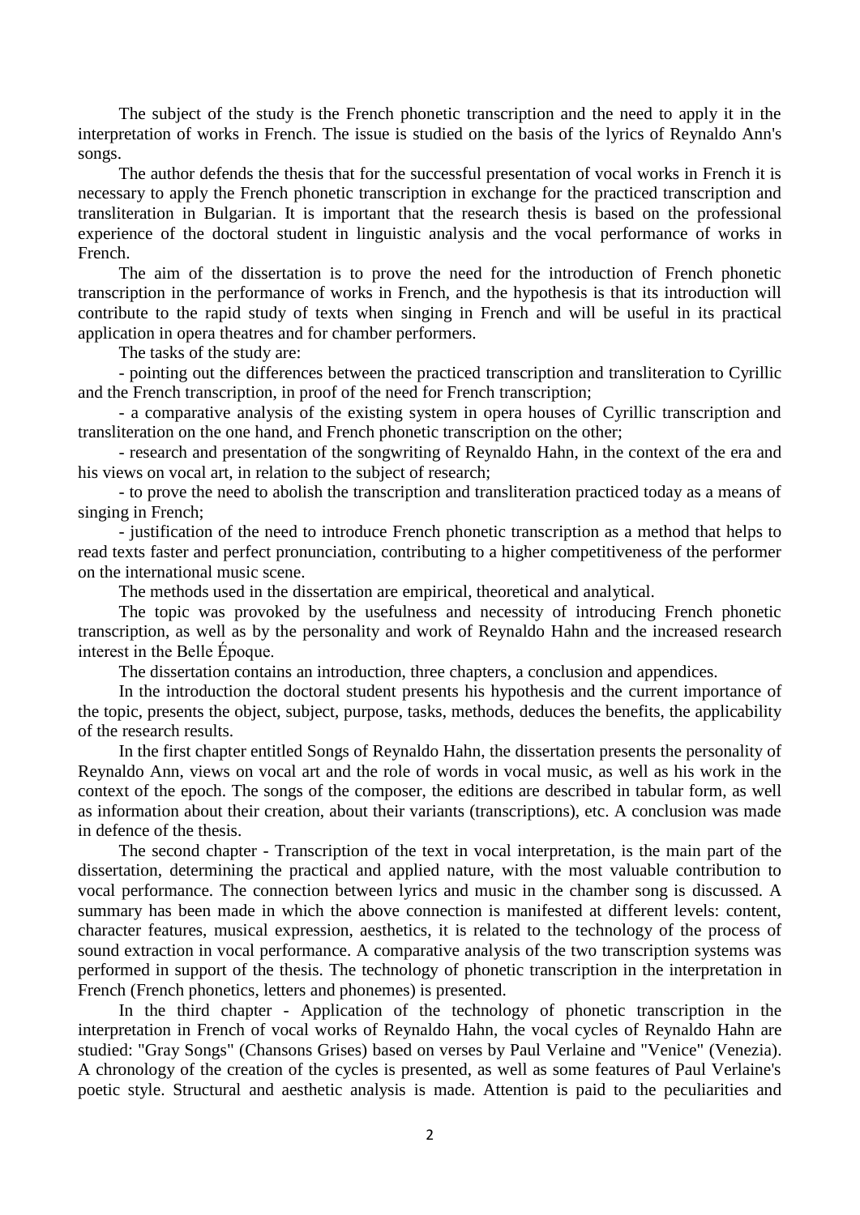The subject of the study is the French phonetic transcription and the need to apply it in the interpretation of works in French. The issue is studied on the basis of the lyrics of Reynaldo Ann's songs.

The author defends the thesis that for the successful presentation of vocal works in French it is necessary to apply the French phonetic transcription in exchange for the practiced transcription and transliteration in Bulgarian. It is important that the research thesis is based on the professional experience of the doctoral student in linguistic analysis and the vocal performance of works in French.

The aim of the dissertation is to prove the need for the introduction of French phonetic transcription in the performance of works in French, and the hypothesis is that its introduction will contribute to the rapid study of texts when singing in French and will be useful in its practical application in opera theatres and for chamber performers.

The tasks of the study are:

- pointing out the differences between the practiced transcription and transliteration to Cyrillic and the French transcription, in proof of the need for French transcription;
- a comparative analysis of the existing system in opera houses of Cyrillic transcription and transliteration on the one hand, and French phonetic transcription on the other;
- research and presentation of the songwriting of Reynaldo Hahn, in the context of the era and his views on vocal art, in relation to the subject of research;
- to prove the need to abolish the transcription and transliteration practiced today as a means of singing in French;
- justification of the need to introduce French phonetic transcription as a method that helps to read texts faster and perfect pronunciation, contributing to a higher competitiveness of the performer on the international music scene.

The methods used in the dissertation are empirical, theoretical and analytical.

The topic was provoked by the usefulness and necessity of introducing French phonetic transcription, as well as by the personality and work of Reynaldo Hahn and the increased research interest in the Belle Époque.

The dissertation contains an introduction, three chapters, a conclusion and appendices.

In the introduction the doctoral student presents his hypothesis and the current importance of the topic, presents the object, subject, purpose, tasks, methods, deduces the benefits, the applicability of the research results.

In the first chapter entitled Songs of Reynaldo Hahn, the dissertation presents the personality of Reynaldo Ann, views on vocal art and the role of words in vocal music, as well as his work in the context of the epoch. The songs of the composer, the editions are described in tabular form, as well as information about their creation, about their variants (transcriptions), etc. A conclusion was made in defence of the thesis.

The second chapter - Transcription of the text in vocal interpretation, is the main part of the dissertation, determining the practical and applied nature, with the most valuable contribution to vocal performance. The connection between lyrics and music in the chamber song is discussed. A summary has been made in which the above connection is manifested at different levels: content, character features, musical expression, aesthetics, it is related to the technology of the process of sound extraction in vocal performance. A comparative analysis of the two transcription systems was performed in support of the thesis. The technology of phonetic transcription in the interpretation in French (French phonetics, letters and phonemes) is presented.

In the third chapter - Application of the technology of phonetic transcription in the interpretation in French of vocal works of Reynaldo Hahn, the vocal cycles of Reynaldo Hahn are studied: "Gray Songs" (Chansons Grises) based on verses by Paul Verlaine and "Venice" (Venezia). A chronology of the creation of the cycles is presented, as well as some features of Paul Verlaine's poetic style. Structural and aesthetic analysis is made. Attention is paid to the peculiarities and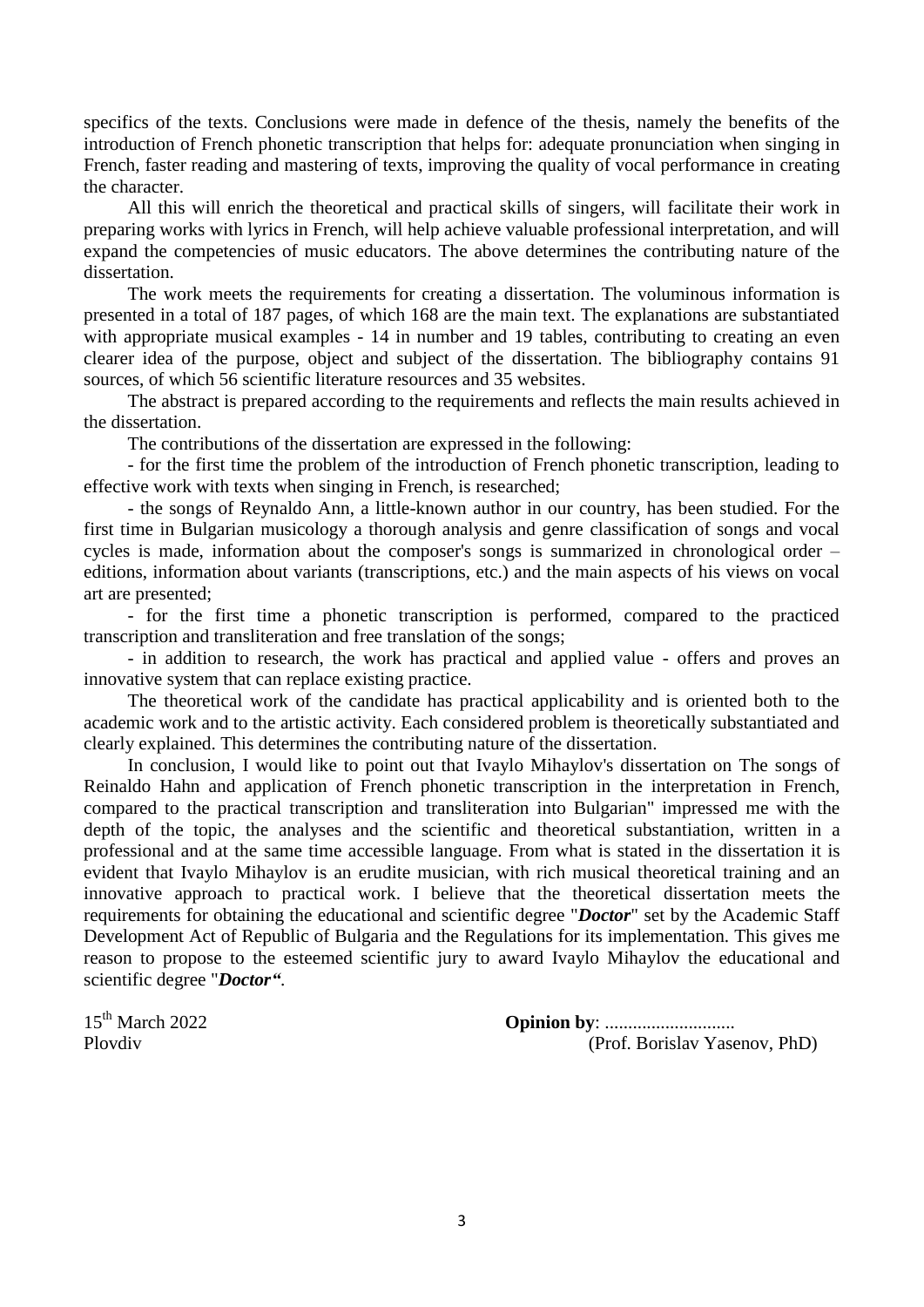specifics of the texts. Conclusions were made in defence of the thesis, namely the benefits of the introduction of French phonetic transcription that helps for: adequate pronunciation when singing in French, faster reading and mastering of texts, improving the quality of vocal performance in creating the character.

All this will enrich the theoretical and practical skills of singers, will facilitate their work in preparing works with lyrics in French, will help achieve valuable professional interpretation, and will expand the competencies of music educators. The above determines the contributing nature of the dissertation.

The work meets the requirements for creating a dissertation. The voluminous information is presented in a total of 187 pages, of which 168 are the main text. The explanations are substantiated with appropriate musical examples - 14 in number and 19 tables, contributing to creating an even clearer idea of the purpose, object and subject of the dissertation. The bibliography contains 91 sources, of which 56 scientific literature resources and 35 websites.

The abstract is prepared according to the requirements and reflects the main results achieved in the dissertation.

The contributions of the dissertation are expressed in the following:

- for the first time the problem of the introduction of French phonetic transcription, leading to effective work with texts when singing in French, is researched;
- the songs of Reynaldo Ann, a little-known author in our country, has been studied. For the first time in Bulgarian musicology a thorough analysis and genre classification of songs and vocal cycles is made, information about the composer's songs is summarized in chronological order – editions, information about variants (transcriptions, etc.) and the main aspects of his views on vocal art are presented;
- for the first time a phonetic transcription is performed, compared to the practiced transcription and transliteration and free translation of the songs;
- in addition to research, the work has practical and applied value - offers and proves an innovative system that can replace existing practice.

The theoretical work of the candidate has practical applicability and is oriented both to the academic work and to the artistic activity. Each considered problem is theoretically substantiated and clearly explained. This determines the contributing nature of the dissertation.

In conclusion, I would like to point out that Ivaylo Mihaylov's dissertation on The songs of Reinaldo Hahn and application of French phonetic transcription in the interpretation in French, compared to the practical transcription and transliteration into Bulgarian" impressed me with the depth of the topic, the analyses and the scientific and theoretical substantiation, written in a professional and at the same time accessible language. From what is stated in the dissertation it is evident that Ivaylo Mihaylov is an erudite musician, with rich musical theoretical training and an innovative approach to practical work. I believe that the theoretical dissertation meets the requirements for obtaining the educational and scientific degree "***Doctor***" set by the Academic Staff Development Act of Republic of Bulgaria and the Regulations for its implementation. This gives me reason to propose to the esteemed scientific jury to award Ivaylo Mihaylov the educational and scientific degree "***Doctor“***.

15th March 2022
Plovdiv

**Opinion by**: ............................
(Prof. Borislav Yasenov, PhD)